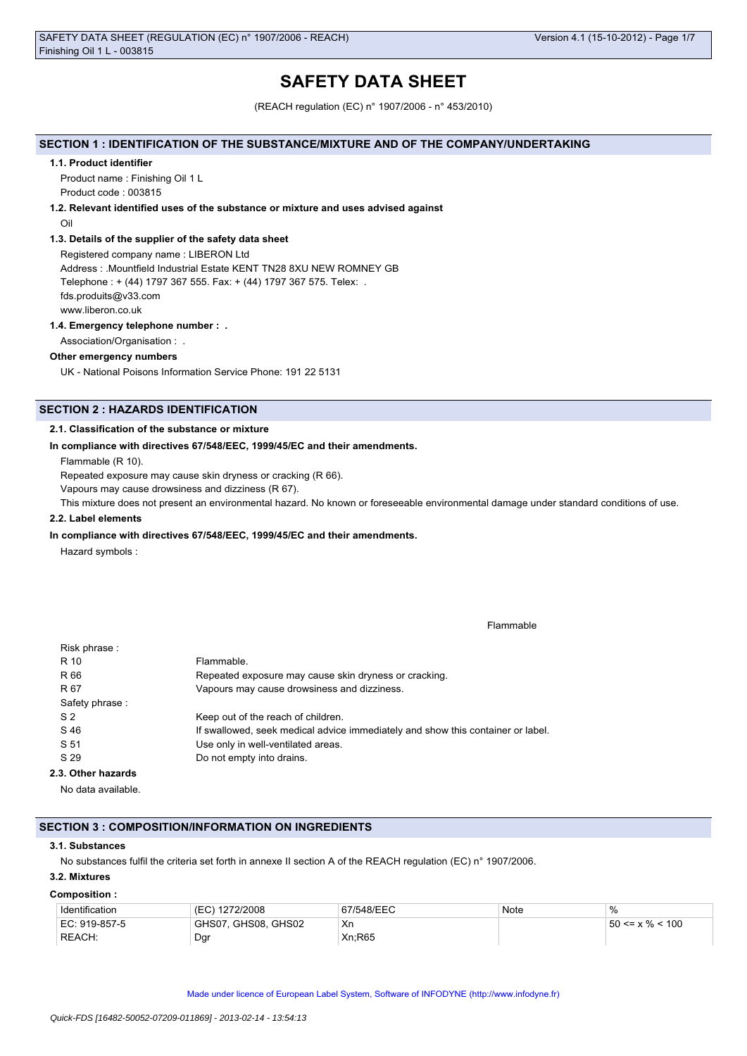# SAFETY DATA SHEET

(REACH regulation (EC) n° 1907/2006 - n° 453/2010)

## SECTION 1 : IDENTIFICATION OF THE SUBSTANCE/MIXTURE AND OF THE COMPANY/UNDERTAKING

### 1.1. Product identifier

Product name : Finishing Oil 1 L

Product code : 003815

### 1.2. Relevant identified uses of the substance or mixture and uses advised against

Oil

### 1.3. Details of the supplier of the safety data sheet

Registered company name : LIBERON Ltd

Address : .Mountfield Industrial Estate KENT TN28 8XU NEW ROMNEY GB

Telephone : + (44) 1797 367 555. Fax: + (44) 1797 367 575. Telex: .

fds.produits@v33.com

www.liberon.co.uk

### 1.4. Emergency telephone number : .

Association/Organisation : .

**Other emergency numbers**

UK - National Poisons Information Service Phone: 191 22 5131

## SECTION 2 : HAZARDS IDENTIFICATION

### 2.1. Classification of the substance or mixture

**In compliance with directives 67/548/EEC, 1999/45/EC and their amendments.**

Flammable (R 10).

Repeated exposure may cause skin dryness or cracking (R 66).

Vapours may cause drowsiness and dizziness (R 67).

This mixture does not present an environmental hazard. No known or foreseeable environmental damage under standard conditions of use.

### 2.2. Label elements

**In compliance with directives 67/548/EEC, 1999/45/EC and their amendments.**

Hazard symbols :

Flammable

Risk phrase :

| | |
|---|---|
| R 10 | Flammable. |
| R 66 | Repeated exposure may cause skin dryness or cracking. |
| R 67 | Vapours may cause drowsiness and dizziness. |

Safety phrase :

| | |
|---|---|
| S 2 | Keep out of the reach of children. |
| S 46 | If swallowed, seek medical advice immediately and show this container or label. |
| S 51 | Use only in well-ventilated areas. |
| S 29 | Do not empty into drains. |

### 2.3. Other hazards

No data available.

## SECTION 3 : COMPOSITION/INFORMATION ON INGREDIENTS

### 3.1. Substances

No substances fulfil the criteria set forth in annexe II section A of the REACH regulation (EC) n° 1907/2006.

### 3.2. Mixtures

**Composition :**

| Identification | (EC) 1272/2008 | 67/548/EEC | Note | % |
|---|---|---|---|---|
| EC: 919-857-5<br>REACH: | GHS07, GHS08, GHS02<br>Dgr | Xn<br>Xn;R65 | | 50 <= x % < 100 |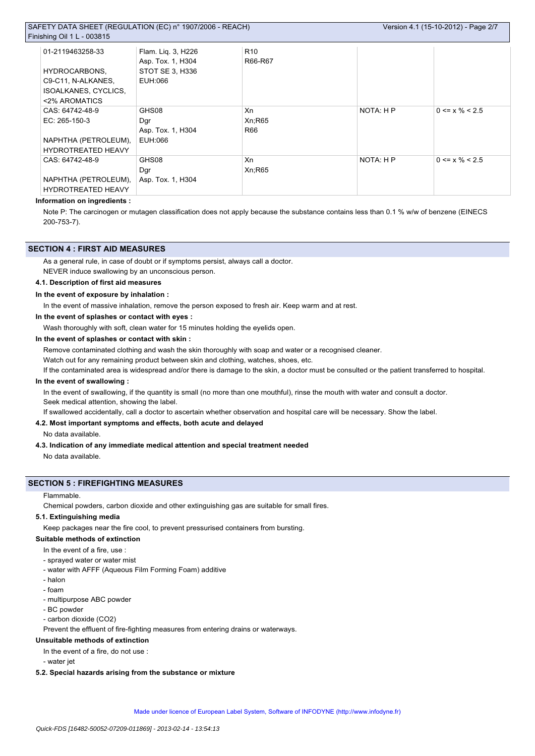| | | | | |
|---|---|---|---|---|
| 01-2119463258-33<br><br>HYDROCARBONS, C9-C11, N-ALKANES, ISOALKANES, CYCLICS, <2% AROMATICS | Flam. Liq. 3, H226<br>Asp. Tox. 1, H304<br>STOT SE 3, H336<br>EUH:066 | R10<br>R66-R67 | | |
| CAS: 64742-48-9<br>EC: 265-150-3<br><br>NAPHTHA (PETROLEUM), HYDROTREATED HEAVY | GHS08<br>Dgr<br>Asp. Tox. 1, H304<br>EUH:066 | Xn<br>Xn;R65<br>R66 | NOTA: H P | 0 <= x % < 2.5 |
| CAS: 64742-48-9<br><br>NAPHTHA (PETROLEUM), HYDROTREATED HEAVY | GHS08<br>Dgr<br>Asp. Tox. 1, H304 | Xn<br>Xn;R65 | NOTA: H P | 0 <= x % < 2.5 |

**Information on ingredients :**

Note P: The carcinogen or mutagen classification does not apply because the substance contains less than 0.1 % w/w of benzene (EINECS 200-753-7).

## SECTION 4 : FIRST AID MEASURES

As a general rule, in case of doubt or if symptoms persist, always call a doctor.

NEVER induce swallowing by an unconscious person.

### 4.1. Description of first aid measures

**In the event of exposure by inhalation :**

In the event of massive inhalation, remove the person exposed to fresh air. Keep warm and at rest.

**In the event of splashes or contact with eyes :**

Wash thoroughly with soft, clean water for 15 minutes holding the eyelids open.

**In the event of splashes or contact with skin :**

Remove contaminated clothing and wash the skin thoroughly with soap and water or a recognised cleaner.

Watch out for any remaining product between skin and clothing, watches, shoes, etc.

If the contaminated area is widespread and/or there is damage to the skin, a doctor must be consulted or the patient transferred to hospital.

**In the event of swallowing :**

In the event of swallowing, if the quantity is small (no more than one mouthful), rinse the mouth with water and consult a doctor.

Seek medical attention, showing the label.

If swallowed accidentally, call a doctor to ascertain whether observation and hospital care will be necessary. Show the label.

### 4.2. Most important symptoms and effects, both acute and delayed

No data available.

### 4.3. Indication of any immediate medical attention and special treatment needed

No data available.

## SECTION 5 : FIREFIGHTING MEASURES

Flammable.

Chemical powders, carbon dioxide and other extinguishing gas are suitable for small fires.

### 5.1. Extinguishing media

Keep packages near the fire cool, to prevent pressurised containers from bursting.

**Suitable methods of extinction**

In the event of a fire, use :

- sprayed water or water mist
- water with AFFF (Aqueous Film Forming Foam) additive
- halon
- foam
- multipurpose ABC powder
- BC powder
- carbon dioxide ($CO_2$)

Prevent the effluent of fire-fighting measures from entering drains or waterways.

**Unsuitable methods of extinction**

In the event of a fire, do not use :

- water jet

### 5.2. Special hazards arising from the substance or mixture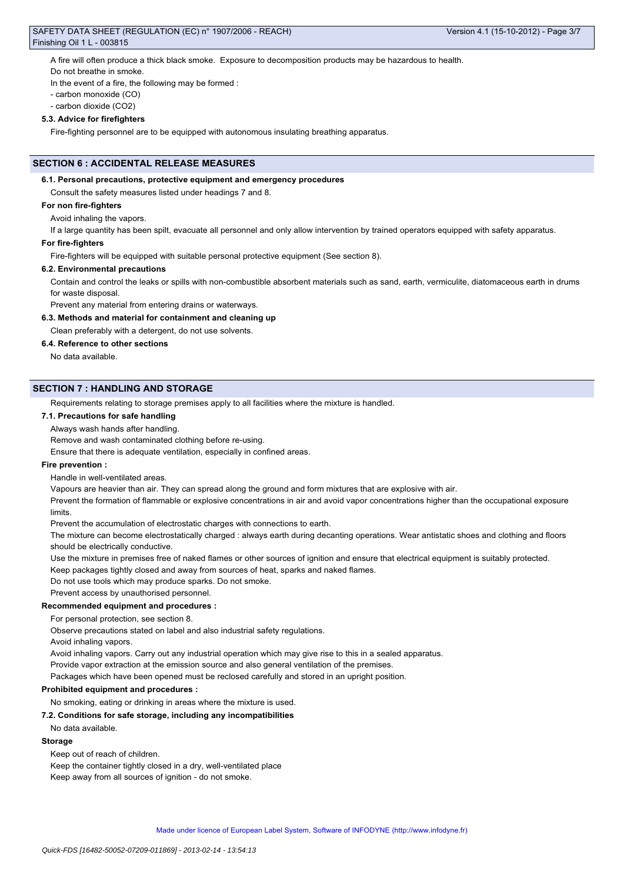A fire will often produce a thick black smoke. Exposure to decomposition products may be hazardous to health.

Do not breathe in smoke.

In the event of a fire, the following may be formed :

- carbon monoxide (CO)
- carbon dioxide ($CO_2$)

### 5.3. Advice for firefighters

Fire-fighting personnel are to be equipped with autonomous insulating breathing apparatus.

## SECTION 6 : ACCIDENTAL RELEASE MEASURES

### 6.1. Personal precautions, protective equipment and emergency procedures

Consult the safety measures listed under headings 7 and 8.

**For non fire-fighters**

Avoid inhaling the vapors.

If a large quantity has been spilt, evacuate all personnel and only allow intervention by trained operators equipped with safety apparatus.

**For fire-fighters**

Fire-fighters will be equipped with suitable personal protective equipment (See section 8).

### 6.2. Environmental precautions

Contain and control the leaks or spills with non-combustible absorbent materials such as sand, earth, vermiculite, diatomaceous earth in drums for waste disposal.

Prevent any material from entering drains or waterways.

### 6.3. Methods and material for containment and cleaning up

Clean preferably with a detergent, do not use solvents.

### 6.4. Reference to other sections

No data available.

## SECTION 7 : HANDLING AND STORAGE

Requirements relating to storage premises apply to all facilities where the mixture is handled.

### 7.1. Precautions for safe handling

Always wash hands after handling.

Remove and wash contaminated clothing before re-using.

Ensure that there is adequate ventilation, especially in confined areas.

**Fire prevention :**

Handle in well-ventilated areas.

Vapours are heavier than air. They can spread along the ground and form mixtures that are explosive with air.

Prevent the formation of flammable or explosive concentrations in air and avoid vapor concentrations higher than the occupational exposure limits.

Prevent the accumulation of electrostatic charges with connections to earth.

The mixture can become electrostatically charged : always earth during decanting operations. Wear antistatic shoes and clothing and floors should be electrically conductive.

Use the mixture in premises free of naked flames or other sources of ignition and ensure that electrical equipment is suitably protected.

Keep packages tightly closed and away from sources of heat, sparks and naked flames.

Do not use tools which may produce sparks. Do not smoke.

Prevent access by unauthorised personnel.

**Recommended equipment and procedures :**

For personal protection, see section 8.

Observe precautions stated on label and also industrial safety regulations.

Avoid inhaling vapors.

Avoid inhaling vapors. Carry out any industrial operation which may give rise to this in a sealed apparatus.

Provide vapor extraction at the emission source and also general ventilation of the premises.

Packages which have been opened must be reclosed carefully and stored in an upright position.

**Prohibited equipment and procedures :**

No smoking, eating or drinking in areas where the mixture is used.

### 7.2. Conditions for safe storage, including any incompatibilities

No data available.

**Storage**

Keep out of reach of children.

Keep the container tightly closed in a dry, well-ventilated place

Keep away from all sources of ignition - do not smoke.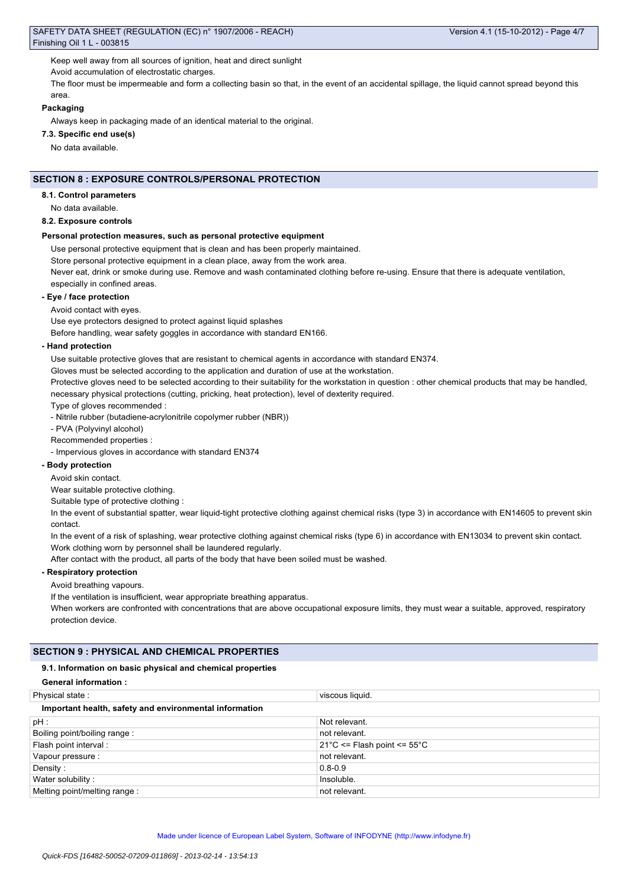Keep well away from all sources of ignition, heat and direct sunlight

Avoid accumulation of electrostatic charges.

The floor must be impermeable and form a collecting basin so that, in the event of an accidental spillage, the liquid cannot spread beyond this area.

**Packaging**

Always keep in packaging made of an identical material to the original.

**7.3. Specific end use(s)**

No data available.

## SECTION 8 : EXPOSURE CONTROLS/PERSONAL PROTECTION

**8.1. Control parameters**

No data available.

**8.2. Exposure controls**

**Personal protection measures, such as personal protective equipment**

Use personal protective equipment that is clean and has been properly maintained.

Store personal protective equipment in a clean place, away from the work area.

Never eat, drink or smoke during use. Remove and wash contaminated clothing before re-using. Ensure that there is adequate ventilation, especially in confined areas.

**- Eye / face protection**

Avoid contact with eyes.

Use eye protectors designed to protect against liquid splashes

Before handling, wear safety goggles in accordance with standard EN166.

**- Hand protection**

Use suitable protective gloves that are resistant to chemical agents in accordance with standard EN374.

Gloves must be selected according to the application and duration of use at the workstation.

Protective gloves need to be selected according to their suitability for the workstation in question : other chemical products that may be handled, necessary physical protections (cutting, pricking, heat protection), level of dexterity required.

Type of gloves recommended :

- Nitrile rubber (butadiene-acrylonitrile copolymer rubber (NBR))
- PVA (Polyvinyl alcohol)

Recommended properties :

- Impervious gloves in accordance with standard EN374

**- Body protection**

Avoid skin contact.

Wear suitable protective clothing.

Suitable type of protective clothing :

In the event of substantial spatter, wear liquid-tight protective clothing against chemical risks (type 3) in accordance with EN14605 to prevent skin contact.

In the event of a risk of splashing, wear protective clothing against chemical risks (type 6) in accordance with EN13034 to prevent skin contact.

Work clothing worn by personnel shall be laundered regularly.

After contact with the product, all parts of the body that have been soiled must be washed.

**- Respiratory protection**

Avoid breathing vapours.

If the ventilation is insufficient, wear appropriate breathing apparatus.

When workers are confronted with concentrations that are above occupational exposure limits, they must wear a suitable, approved, respiratory protection device.

## SECTION 9 : PHYSICAL AND CHEMICAL PROPERTIES

**9.1. Information on basic physical and chemical properties**

**General information :**

| | |
|---|---|
| Physical state : | viscous liquid. |
| **Important health, safety and environmental information** | |
| pH : | Not relevant. |
| Boiling point/boiling range : | not relevant. |
| Flash point interval : | 21°C <= Flash point <= 55°C |
| Vapour pressure : | not relevant. |
| Density : | 0.8-0.9 |
| Water solubility : | Insoluble. |
| Melting point/melting range : | not relevant. |

Made under licence of European Label System, Software of INFODYNE (http://www.infodyne.fr)

*Quick-FDS [16482-50052-07209-011869] - 2013-02-14 - 13:54:13*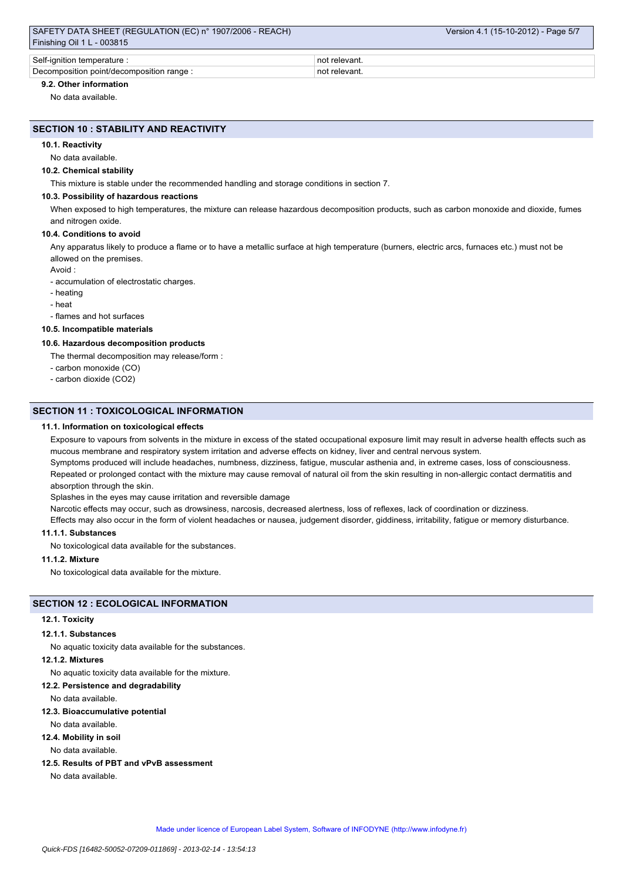| | |
|---|---|
| Self-ignition temperature : | not relevant. |
| Decomposition point/decomposition range : | not relevant. |

#### 9.2. Other information

No data available.

## SECTION 10 : STABILITY AND REACTIVITY

#### 10.1. Reactivity

No data available.

#### 10.2. Chemical stability

This mixture is stable under the recommended handling and storage conditions in section 7.

#### 10.3. Possibility of hazardous reactions

When exposed to high temperatures, the mixture can release hazardous decomposition products, such as carbon monoxide and dioxide, fumes and nitrogen oxide.

#### 10.4. Conditions to avoid

Any apparatus likely to produce a flame or to have a metallic surface at high temperature (burners, electric arcs, furnaces etc.) must not be allowed on the premises.

Avoid :

- accumulation of electrostatic charges.
- heating
- heat
- flames and hot surfaces

#### 10.5. Incompatible materials

#### 10.6. Hazardous decomposition products

The thermal decomposition may release/form :

- carbon monoxide (CO)
- carbon dioxide ($CO_2$)

## SECTION 11 : TOXICOLOGICAL INFORMATION

#### 11.1. Information on toxicological effects

Exposure to vapours from solvents in the mixture in excess of the stated occupational exposure limit may result in adverse health effects such as mucous membrane and respiratory system irritation and adverse effects on kidney, liver and central nervous system.

Symptoms produced will include headaches, numbness, dizziness, fatigue, muscular asthenia and, in extreme cases, loss of consciousness.

Repeated or prolonged contact with the mixture may cause removal of natural oil from the skin resulting in non-allergic contact dermatitis and absorption through the skin.

Splashes in the eyes may cause irritation and reversible damage

Narcotic effects may occur, such as drowsiness, narcosis, decreased alertness, loss of reflexes, lack of coordination or dizziness.

Effects may also occur in the form of violent headaches or nausea, judgement disorder, giddiness, irritability, fatigue or memory disturbance.

#### 11.1.1. Substances

No toxicological data available for the substances.

#### 11.1.2. Mixture

No toxicological data available for the mixture.

## SECTION 12 : ECOLOGICAL INFORMATION

#### 12.1. Toxicity

#### 12.1.1. Substances

No aquatic toxicity data available for the substances.

#### 12.1.2. Mixtures

No aquatic toxicity data available for the mixture.

#### 12.2. Persistence and degradability

No data available.

#### 12.3. Bioaccumulative potential

No data available.

#### 12.4. Mobility in soil

No data available.

#### 12.5. Results of PBT and vPvB assessment

No data available.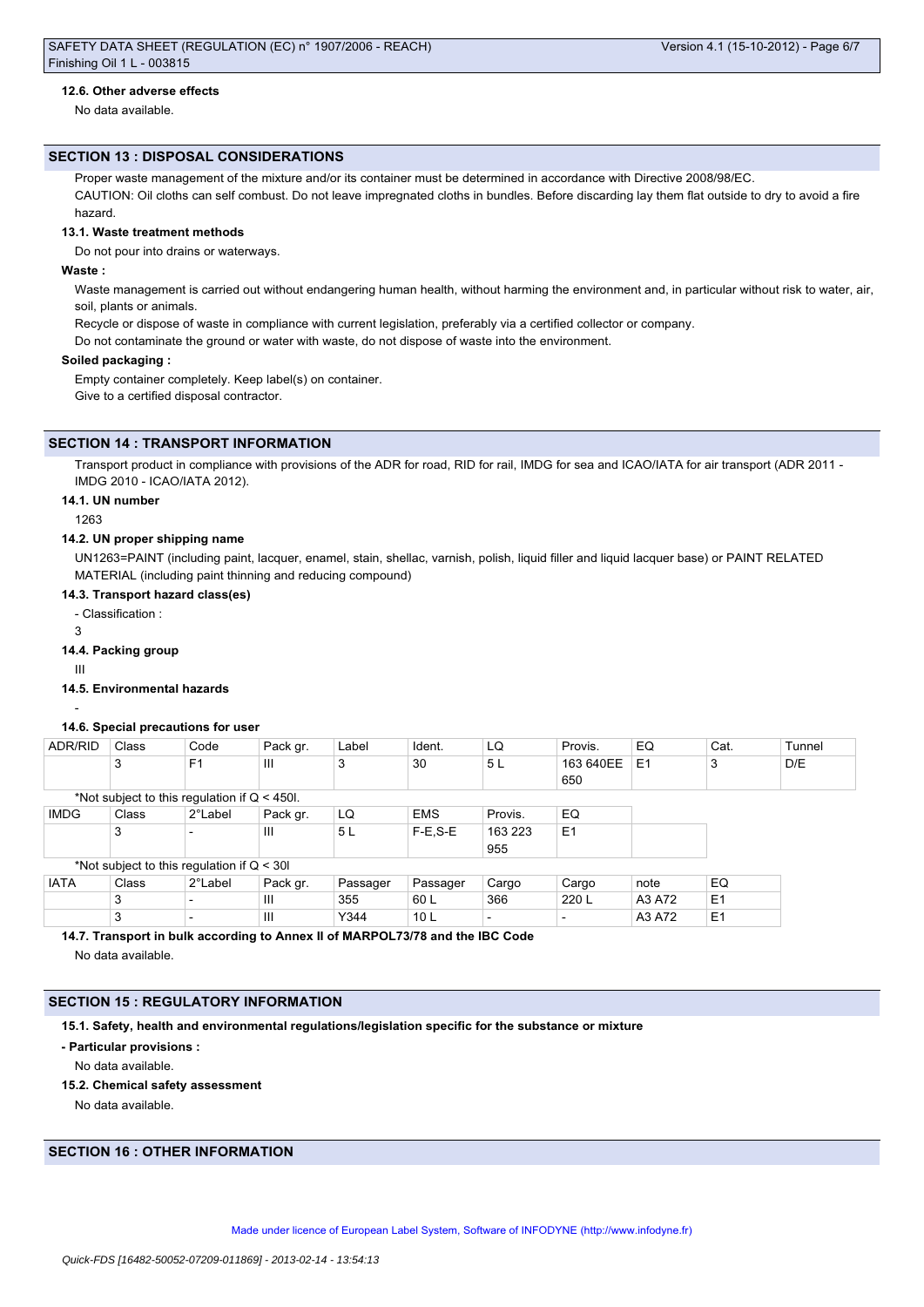#### 12.6. Other adverse effects

No data available.

## SECTION 13 : DISPOSAL CONSIDERATIONS

Proper waste management of the mixture and/or its container must be determined in accordance with Directive 2008/98/EC.

CAUTION: Oil cloths can self combust. Do not leave impregnated cloths in bundles. Before discarding lay them flat outside to dry to avoid a fire hazard.

#### 13.1. Waste treatment methods

Do not pour into drains or waterways.

**Waste :**

Waste management is carried out without endangering human health, without harming the environment and, in particular without risk to water, air, soil, plants or animals.

Recycle or dispose of waste in compliance with current legislation, preferably via a certified collector or company.

Do not contaminate the ground or water with waste, do not dispose of waste into the environment.

**Soiled packaging :**

Empty container completely. Keep label(s) on container.

Give to a certified disposal contractor.

## SECTION 14 : TRANSPORT INFORMATION

Transport product in compliance with provisions of the ADR for road, RID for rail, IMDG for sea and ICAO/IATA for air transport (ADR 2011 - IMDG 2010 - ICAO/IATA 2012).

#### 14.1. UN number

1263

#### 14.2. UN proper shipping name

UN1263=PAINT (including paint, lacquer, enamel, stain, shellac, varnish, polish, liquid filler and liquid lacquer base) or PAINT RELATED MATERIAL (including paint thinning and reducing compound)

#### 14.3. Transport hazard class(es)

- Classification :

3

#### 14.4. Packing group

III

#### 14.5. Environmental hazards

-

#### 14.6. Special precautions for user

| ADR/RID | Class | Code | Pack gr. | Label | Ident. | LQ | Provis. | EQ | Cat. | Tunnel |
|---|---|---|---|---|---|---|---|---|---|---|
| | 3 | F1 | III | 3 | 30 | 5 L | 163 640EE 650 | E1 | 3 | D/E |

*Not subject to this regulation if Q < 450l.

| IMDG | Class | 2°Label | Pack gr. | LQ | EMS | Provis. | EQ |
|---|---|---|---|---|---|---|---|
| | 3 | - | III | 5 L | F-E,S-E | 163 223 955 | E1 |

*Not subject to this regulation if Q < 30l

| IATA | Class | 2°Label | Pack gr. | Passager | Passager | Cargo | Cargo | note | EQ |
|---|---|---|---|---|---|---|---|---|---|
| | 3 | - | III | 355 | 60 L | 366 | 220 L | A3 A72 | E1 |
| | 3 | - | III | Y344 | 10 L | - | - | A3 A72 | E1 |

#### 14.7. Transport in bulk according to Annex II of MARPOL73/78 and the IBC Code

No data available.

## SECTION 15 : REGULATORY INFORMATION

#### 15.1. Safety, health and environmental regulations/legislation specific for the substance or mixture

**- Particular provisions :**

No data available.

#### 15.2. Chemical safety assessment

No data available.

## SECTION 16 : OTHER INFORMATION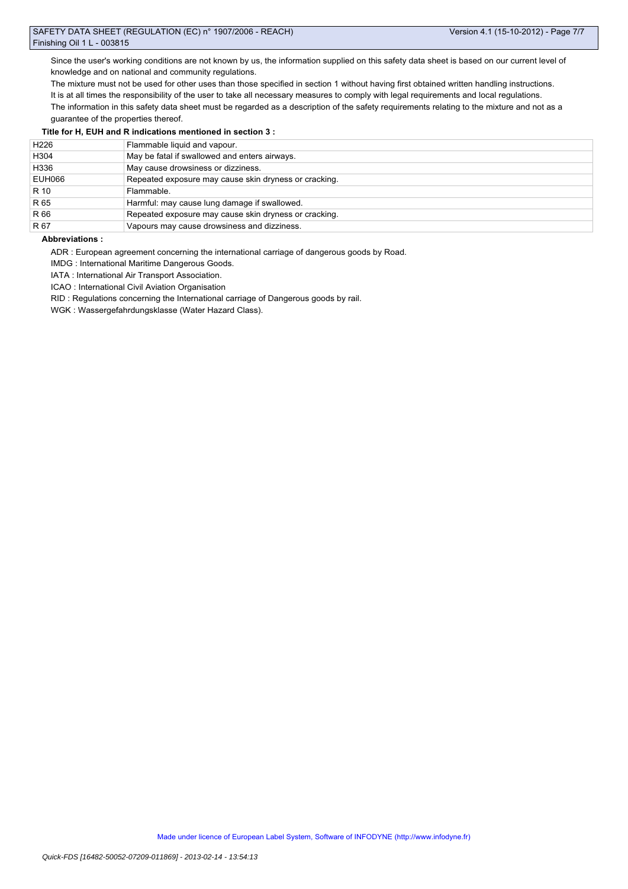Since the user's working conditions are not known by us, the information supplied on this safety data sheet is based on our current level of knowledge and on national and community regulations.

The mixture must not be used for other uses than those specified in section 1 without having first obtained written handling instructions.

It is at all times the responsibility of the user to take all necessary measures to comply with legal requirements and local regulations.

The information in this safety data sheet must be regarded as a description of the safety requirements relating to the mixture and not as a guarantee of the properties thereof.

**Title for H, EUH and R indications mentioned in section 3 :**

| | |
|---|---|
| H226 | Flammable liquid and vapour. |
| H304 | May be fatal if swallowed and enters airways. |
| H336 | May cause drowsiness or dizziness. |
| EUH066 | Repeated exposure may cause skin dryness or cracking. |
| R 10 | Flammable. |
| R 65 | Harmful: may cause lung damage if swallowed. |
| R 66 | Repeated exposure may cause skin dryness or cracking. |
| R 67 | Vapours may cause drowsiness and dizziness. |

**Abbreviations :**

ADR : European agreement concerning the international carriage of dangerous goods by Road.

IMDG : International Maritime Dangerous Goods.

IATA : International Air Transport Association.

ICAO : International Civil Aviation Organisation

RID : Regulations concerning the International carriage of Dangerous goods by rail.

WGK : Wassergefahrdungsklasse (Water Hazard Class).

Made under licence of European Label System, Software of INFODYNE (http://www.infodyne.fr)